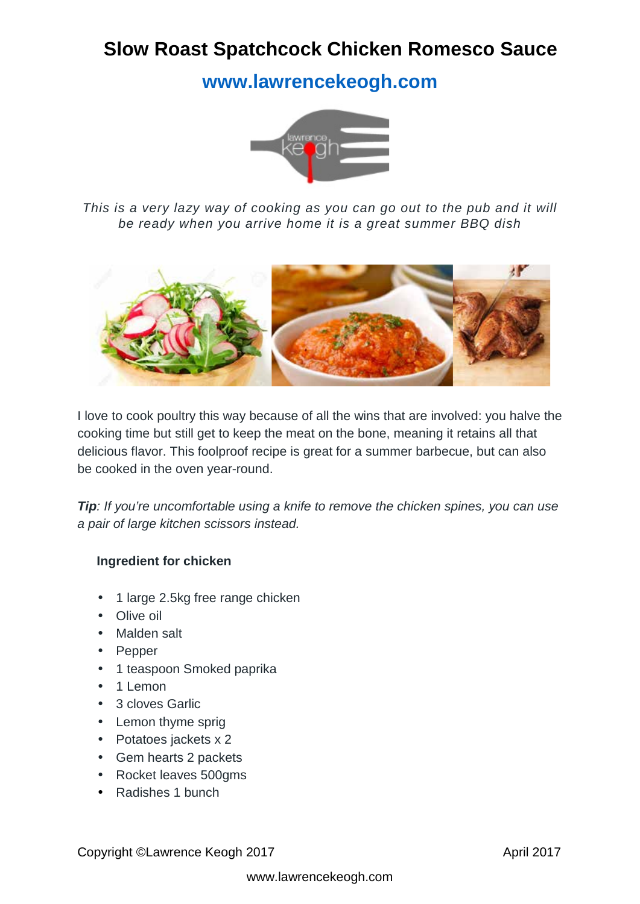# Slow Roast Spatchcock Chicken Romesco Sauce

## www.lawrencekeogh.com

*This is a very lazy way of cooking as you can go out to the pub and it will be ready when you arrive home it is a great summer BBQ dish*

I love to cook poultry this way because of all the wins that are involved: you halve the cooking time but still get to keep the meat on the bone, meaning it retains all that delicious flavor. This foolproof recipe is great for a summer barbecue, but can also be cooked in the oven year-round.

***Tip****: If you're uncomfortable using a knife to remove the chicken spines, you can use a pair of large kitchen scissors instead.*

**Ingredient for chicken**

- 1 large 2.5kg free range chicken
- Olive oil
- Malden salt
- Pepper
- 1 teaspoon Smoked paprika
- 1 Lemon
- 3 cloves Garlic
- Lemon thyme sprig
- Potatoes jackets x 2
- Gem hearts 2 packets
- Rocket leaves 500gms
- Radishes 1 bunch

Copyright ©Lawrence Keogh 2017 April 2017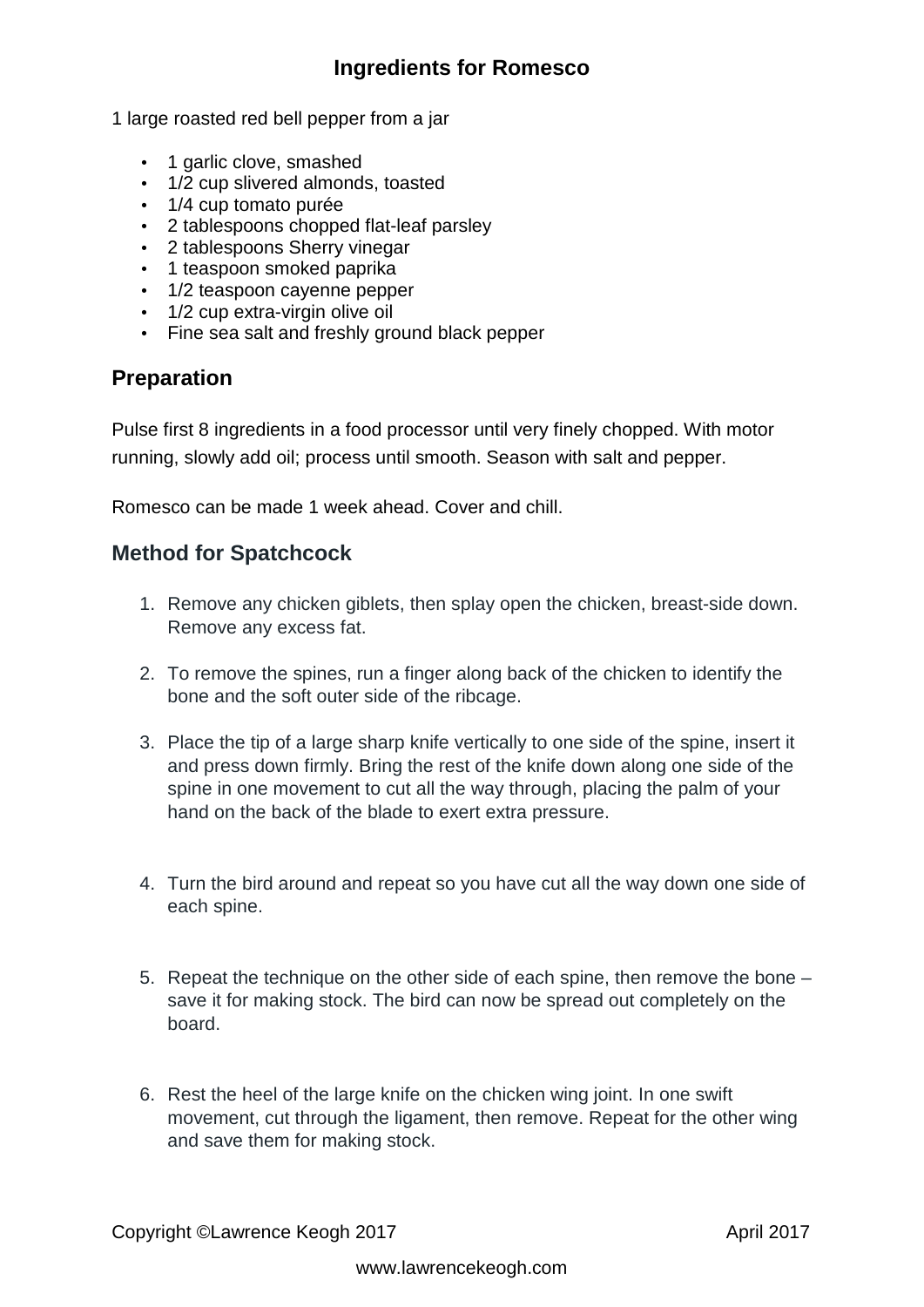## Ingredients for Romesco

1 large roasted red bell pepper from a jar

- 1 garlic clove, smashed
- 1/2 cup slivered almonds, toasted
- 1/4 cup tomato purée
- 2 tablespoons chopped flat-leaf parsley
- 2 tablespoons Sherry vinegar
- 1 teaspoon smoked paprika
- 1/2 teaspoon cayenne pepper
- 1/2 cup extra-virgin olive oil
- Fine sea salt and freshly ground black pepper

## Preparation

Pulse first 8 ingredients in a food processor until very finely chopped. With motor running, slowly add oil; process until smooth. Season with salt and pepper.

Romesco can be made 1 week ahead. Cover and chill.

## Method for Spatchcock

1. Remove any chicken giblets, then splay open the chicken, breast-side down. Remove any excess fat.
2. To remove the spines, run a finger along back of the chicken to identify the bone and the soft outer side of the ribcage.
3. Place the tip of a large sharp knife vertically to one side of the spine, insert it and press down firmly. Bring the rest of the knife down along one side of the spine in one movement to cut all the way through, placing the palm of your hand on the back of the blade to exert extra pressure.
4. Turn the bird around and repeat so you have cut all the way down one side of each spine.
5. Repeat the technique on the other side of each spine, then remove the bone – save it for making stock. The bird can now be spread out completely on the board.
6. Rest the heel of the large knife on the chicken wing joint. In one swift movement, cut through the ligament, then remove. Repeat for the other wing and save them for making stock.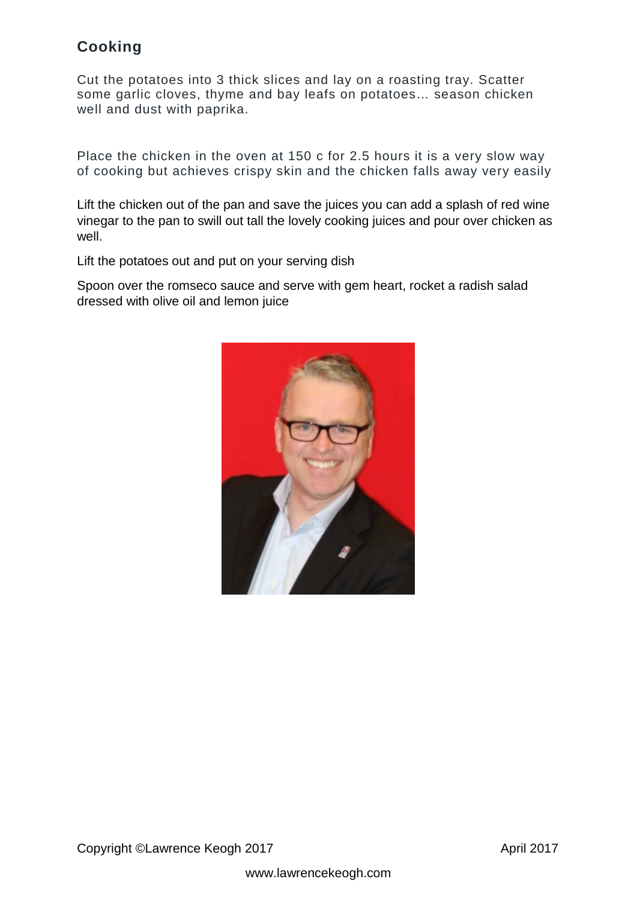## Cooking

Cut the potatoes into 3 thick slices and lay on a roasting tray. Scatter some garlic cloves, thyme and bay leafs on potatoes... season chicken well and dust with paprika.

Place the chicken in the oven at 150 c for 2.5 hours it is a very slow way of cooking but achieves crispy skin and the chicken falls away very easily

Lift the chicken out of the pan and save the juices you can add a splash of red wine vinegar to the pan to swill out tall the lovely cooking juices and pour over chicken as well.

Lift the potatoes out and put on your serving dish

Spoon over the romseco sauce and serve with gem heart, rocket a radish salad dressed with olive oil and lemon juice

Copyright ©Lawrence Keogh 2017 April 2017

www.lawrencekeogh.com